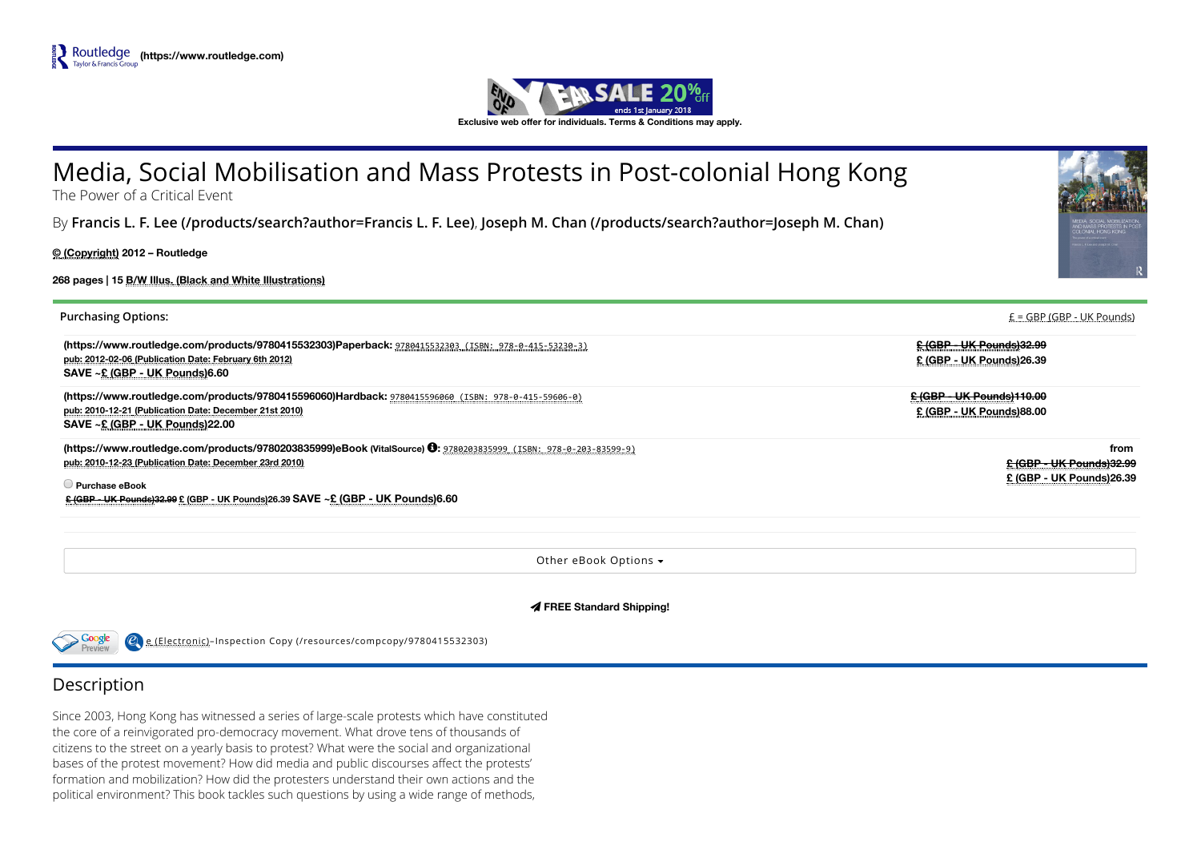Routledge Taylor & Francis Group **(https://www.routledge.com)**

END OF YEAR SALE 20% off ends 1st January 2018

**Exclusive web offer for individuals. Terms & Conditions may apply.**

# Media, Social Mobilisation and Mass Protests in Post-colonial Hong Kong

The Power of a Critical Event

By **Francis L. F. Lee (/products/search?author=Francis L. F. Lee)**, **Joseph M. Chan (/products/search?author=Joseph M. Chan)**

**© (Copyright) 2012 – Routledge**

**268 pages | 15 B/W Illus. (Black and White Illustrations)**

Purchasing Options:

£ = GBP (GBP - UK Pounds)

**(https://www.routledge.com/products/9780415532303)Paperback:** 9780415532303 (ISBN: 978-0-415-53230-3)
pub: 2012-02-06 (Publication Date: February 6th 2012)
**SAVE ~£ (GBP - UK Pounds)6.60**

~~£ (GBP - UK Pounds)32.99~~
£ (GBP - UK Pounds)26.39

**(https://www.routledge.com/products/9780415596060)Hardback:** 9780415596060 (ISBN: 978-0-415-59606-0)
pub: 2010-12-21 (Publication Date: December 21st 2010)
**SAVE ~£ (GBP - UK Pounds)22.00**

~~£ (GBP - UK Pounds)110.00~~
£ (GBP - UK Pounds)88.00

**(https://www.routledge.com/products/9780203835999)eBook (VitalSource):** 9780203835999 (ISBN: 978-0-203-83599-9)
pub: 2010-12-23 (Publication Date: December 23rd 2010)

Purchase eBook
~~£ (GBP - UK Pounds)32.99~~ £ (GBP - UK Pounds)26.39 **SAVE ~£ (GBP - UK Pounds)6.60**

from
~~£ (GBP - UK Pounds)32.99~~
£ (GBP - UK Pounds)26.39

Other eBook Options

**FREE Standard Shipping!**

Google Preview e (Electronic)-Inspection Copy (/resources/compcopy/9780415532303)

## Description

Since 2003, Hong Kong has witnessed a series of large-scale protests which have constituted the core of a reinvigorated pro-democracy movement. What drove tens of thousands of citizens to the street on a yearly basis to protest? What were the social and organizational bases of the protest movement? How did media and public discourses affect the protests' formation and mobilization? How did the protesters understand their own actions and the political environment? This book tackles such questions by using a wide range of methods,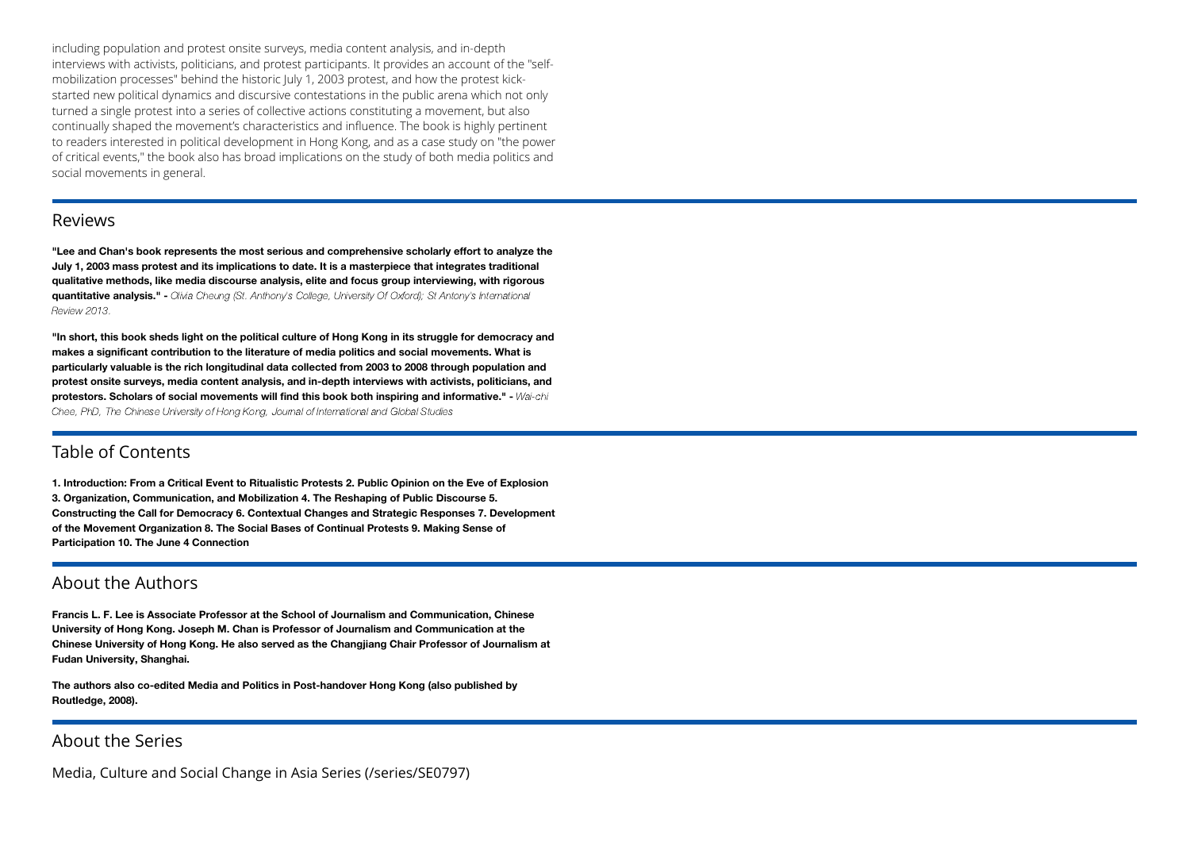including population and protest onsite surveys, media content analysis, and in-depth interviews with activists, politicians, and protest participants. It provides an account of the "self-mobilization processes" behind the historic July 1, 2003 protest, and how the protest kick-started new political dynamics and discursive contestations in the public arena which not only turned a single protest into a series of collective actions constituting a movement, but also continually shaped the movement's characteristics and influence. The book is highly pertinent to readers interested in political development in Hong Kong, and as a case study on "the power of critical events," the book also has broad implications on the study of both media politics and social movements in general.

## Reviews

**"Lee and Chan's book represents the most serious and comprehensive scholarly effort to analyze the July 1, 2003 mass protest and its implications to date. It is a masterpiece that integrates traditional qualitative methods, like media discourse analysis, elite and focus group interviewing, with rigorous quantitative analysis." -** *Olivia Cheung (St. Anthony's College, University Of Oxford); St Antony's International Review 2013.*

**"In short, this book sheds light on the political culture of Hong Kong in its struggle for democracy and makes a significant contribution to the literature of media politics and social movements. What is particularly valuable is the rich longitudinal data collected from 2003 to 2008 through population and protest onsite surveys, media content analysis, and in-depth interviews with activists, politicians, and protestors. Scholars of social movements will find this book both inspiring and informative." -** *Wai-chi Chee, PhD, The Chinese University of Hong Kong, Journal of International and Global Studies*

## Table of Contents

**1. Introduction: From a Critical Event to Ritualistic Protests 2. Public Opinion on the Eve of Explosion 3. Organization, Communication, and Mobilization 4. The Reshaping of Public Discourse 5. Constructing the Call for Democracy 6. Contextual Changes and Strategic Responses 7. Development of the Movement Organization 8. The Social Bases of Continual Protests 9. Making Sense of Participation 10. The June 4 Connection**

## About the Authors

**Francis L. F. Lee is Associate Professor at the School of Journalism and Communication, Chinese University of Hong Kong. Joseph M. Chan is Professor of Journalism and Communication at the Chinese University of Hong Kong. He also served as the Changjiang Chair Professor of Journalism at Fudan University, Shanghai.**

**The authors also co-edited Media and Politics in Post-handover Hong Kong (also published by Routledge, 2008).**

## About the Series

Media, Culture and Social Change in Asia Series (/series/SE0797)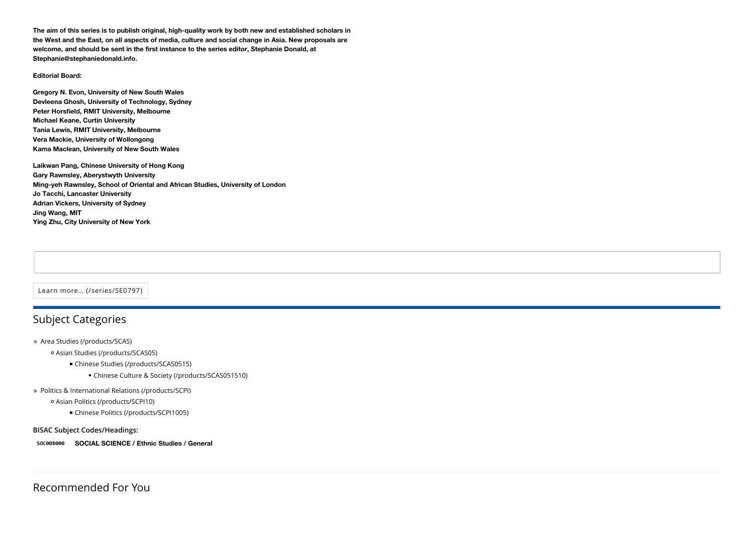**The aim of this series is to publish original, high-quality work by both new and established scholars in the West and the East, on all aspects of media, culture and social change in Asia. New proposals are welcome, and should be sent in the first instance to the series editor, Stephanie Donald, at Stephanie@stephaniedonald.info.**

**Editorial Board:**

**Gregory N. Evon, University of New South Wales**
**Devleena Ghosh, University of Technology, Sydney**
**Peter Horsfield, RMIT University, Melbourne**
**Michael Keane, Curtin University**
**Tania Lewis, RMIT University, Melbourne**
**Vera Mackie, University of Wollongong**
**Kama Maclean, University of New South Wales**

**Laikwan Pang, Chinese University of Hong Kong**
**Gary Rawnsley, Aberystwyth University**
**Ming-yeh Rawnsley, School of Oriental and African Studies, University of London**
**Jo Tacchi, Lancaster University**
**Adrian Vickers, University of Sydney**
**Jing Wang, MIT**
**Ying Zhu, City University of New York**

Learn more… (/series/SE0797)

## Subject Categories

- Area Studies (/products/SCAS)
  - Asian Studies (/products/SCAS05)
    - Chinese Studies (/products/SCAS0515)
      - Chinese Culture & Society (/products/SCAS051510)
- Politics & International Relations (/products/SCPI)
  - Asian Politics (/products/SCPI10)
    - Chinese Politics (/products/SCPI1005)

**BISAC Subject Codes/Headings:**

SOC008000 **SOCIAL SCIENCE / Ethnic Studies / General**

## Recommended For You